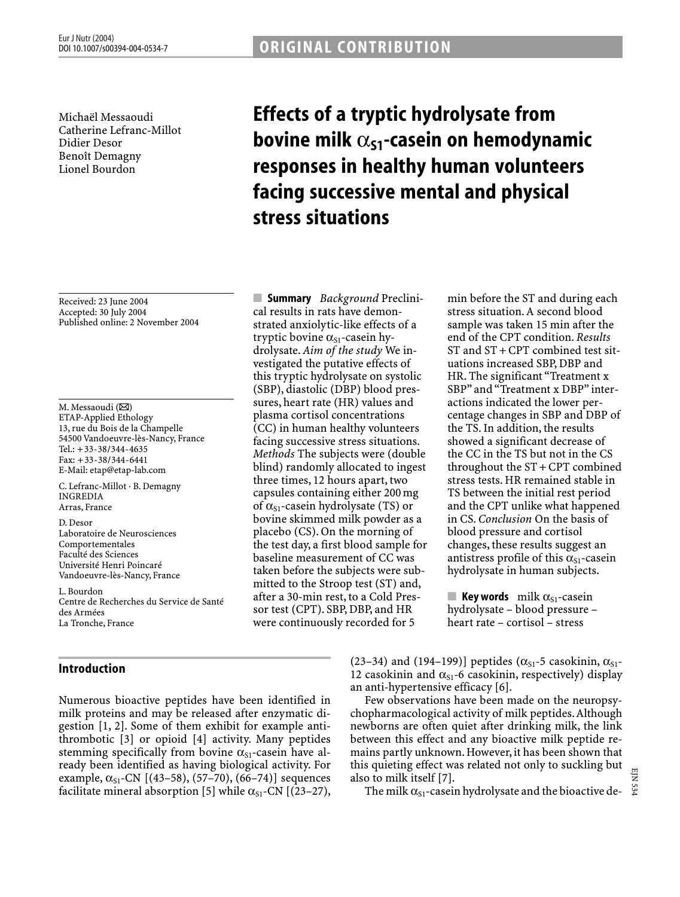ORIGINAL CONTRIBUTION

Michaël Messaoudi
Catherine Lefranc-Millot
Didier Desor
Benoît Demagny
Lionel Bourdon

# Effects of a tryptic hydrolysate from bovine milk $\alpha_{S1}$-casein on hemodynamic responses in healthy human volunteers facing successive mental and physical stress situations

Received: 23 June 2004
Accepted: 30 July 2004
Published online: 2 November 2004

M. Messaoudi (✉)
ETAP-Applied Ethology
13, rue du Bois de la Champelle
54500 Vandoeuvre-lès-Nancy, France
Tel.: +33-38/344-4635
Fax: +33-38/344-6441
E-Mail: etap@etap-lab.com

C. Lefranc-Millot · B. Demagny
INGREDIA
Arras, France

D. Desor
Laboratoire de Neurosciences Comportementales
Faculté des Sciences
Université Henri Poincaré
Vandoeuvre-lès-Nancy, France

L. Bourdon
Centre de Recherches du Service de Santé des Armées
La Tronche, France

**Summary** *Background* Preclinical results in rats have demonstrated anxiolytic-like effects of a tryptic bovine $\alpha_{S1}$-casein hydrolysate. *Aim of the study* We investigated the putative effects of this tryptic hydrolysate on systolic (SBP), diastolic (DBP) blood pressures, heart rate (HR) values and plasma cortisol concentrations (CC) in human healthy volunteers facing successive stress situations. *Methods* The subjects were (double blind) randomly allocated to ingest three times, 12 hours apart, two capsules containing either 200 mg of $\alpha_{S1}$-casein hydrolysate (TS) or bovine skimmed milk powder as a placebo (CS). On the morning of the test day, a first blood sample for baseline measurement of CC was taken before the subjects were submitted to the Stroop test (ST) and, after a 30-min rest, to a Cold Pressor test (CPT). SBP, DBP, and HR were continuously recorded for 5 min before the ST and during each stress situation. A second blood sample was taken 15 min after the end of the CPT condition. *Results* ST and ST + CPT combined test situations increased SBP, DBP and HR. The significant "Treatment x SBP" and "Treatment x DBP" interactions indicated the lower percentage changes in SBP and DBP of the TS. In addition, the results showed a significant decrease of the CC in the TS but not in the CS throughout the ST + CPT combined stress tests. HR remained stable in TS between the initial rest period and the CPT unlike what happened in CS. *Conclusion* On the basis of blood pressure and cortisol changes, these results suggest an antistress profile of this $\alpha_{S1}$-casein hydrolysate in human subjects.

**Key words** milk $\alpha_{S1}$-casein hydrolysate – blood pressure – heart rate – cortisol – stress

## Introduction

Numerous bioactive peptides have been identified in milk proteins and may be released after enzymatic digestion [1, 2]. Some of them exhibit for example antithrombotic [3] or opioid [4] activity. Many peptides stemming specifically from bovine $\alpha_{S1}$-casein have already been identified as having biological activity. For example, $\alpha_{S1}$-CN [(43–58), (57–70), (66–74)] sequences facilitate mineral absorption [5] while $\alpha_{S1}$-CN [(23–27), (23–34) and (194–199)] peptides ($\alpha_{S1}$-5 casokinin, $\alpha_{S1}$-12 casokinin and $\alpha_{S1}$-6 casokinin, respectively) display an anti-hypertensive efficacy [6].

Few observations have been made on the neuropsychopharmacological activity of milk peptides. Although newborns are often quiet after drinking milk, the link between this effect and any bioactive milk peptide remains partly unknown. However, it has been shown that this quieting effect was related not only to suckling but also to milk itself [7].

The milk $\alpha_{S1}$-casein hydrolysate and the bioactive de-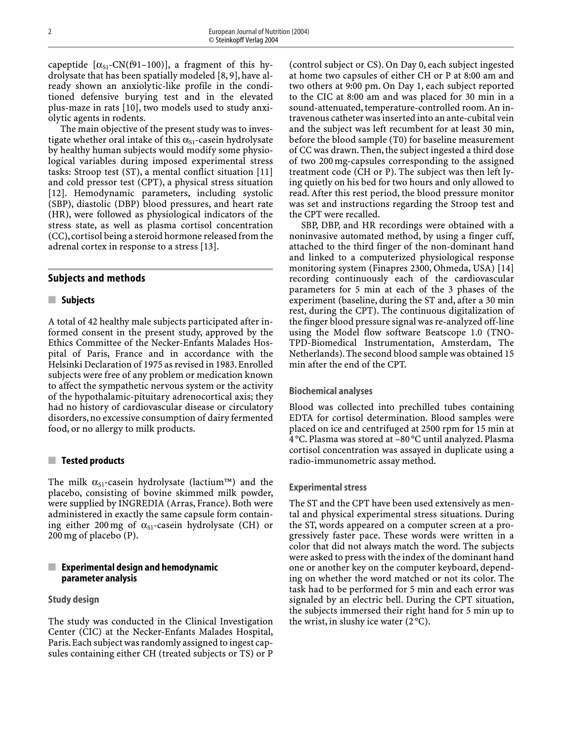capeptide [$\alpha_{S1}$-CN(f91–100)], a fragment of this hydrolysate that has been spatially modeled [8, 9], have already shown an anxiolytic-like profile in the conditioned defensive burying test and in the elevated plus-maze in rats [10], two models used to study anxiolytic agents in rodents.

The main objective of the present study was to investigate whether oral intake of this $\alpha_{S1}$-casein hydrolysate by healthy human subjects would modify some physiological variables during imposed experimental stress tasks: Stroop test (ST), a mental conflict situation [11] and cold pressor test (CPT), a physical stress situation [12]. Hemodynamic parameters, including systolic (SBP), diastolic (DBP) blood pressures, and heart rate (HR), were followed as physiological indicators of the stress state, as well as plasma cortisol concentration (CC), cortisol being a steroid hormone released from the adrenal cortex in response to a stress [13].

## Subjects and methods

### Subjects

A total of 42 healthy male subjects participated after informed consent in the present study, approved by the Ethics Committee of the Necker-Enfants Malades Hospital of Paris, France and in accordance with the Helsinki Declaration of 1975 as revised in 1983. Enrolled subjects were free of any problem or medication known to affect the sympathetic nervous system or the activity of the hypothalamic-pituitary adrenocortical axis; they had no history of cardiovascular disease or circulatory disorders, no excessive consumption of dairy fermented food, or no allergy to milk products.

### Tested products

The milk $\alpha_{S1}$-casein hydrolysate (lactium™) and the placebo, consisting of bovine skimmed milk powder, were supplied by INGREDIA (Arras, France). Both were administered in exactly the same capsule form containing either 200 mg of $\alpha_{S1}$-casein hydrolysate (CH) or 200 mg of placebo (P).

### Experimental design and hemodynamic parameter analysis

#### Study design

The study was conducted in the Clinical Investigation Center (CIC) at the Necker-Enfants Malades Hospital, Paris. Each subject was randomly assigned to ingest capsules containing either CH (treated subjects or TS) or P (control subject or CS). On Day 0, each subject ingested at home two capsules of either CH or P at 8:00 am and two others at 9:00 pm. On Day 1, each subject reported to the CIC at 8:00 am and was placed for 30 min in a sound-attenuated, temperature-controlled room. An intravenous catheter was inserted into an ante-cubital vein and the subject was left recumbent for at least 30 min, before the blood sample (T0) for baseline measurement of CC was drawn. Then, the subject ingested a third dose of two 200 mg-capsules corresponding to the assigned treatment code (CH or P). The subject was then left lying quietly on his bed for two hours and only allowed to read. After this rest period, the blood pressure monitor was set and instructions regarding the Stroop test and the CPT were recalled.

SBP, DBP, and HR recordings were obtained with a noninvasive automated method, by using a finger cuff, attached to the third finger of the non-dominant hand and linked to a computerized physiological response monitoring system (Finapres 2300, Ohmeda, USA) [14] recording continuously each of the cardiovascular parameters for 5 min at each of the 3 phases of the experiment (baseline, during the ST and, after a 30 min rest, during the CPT). The continuous digitalization of the finger blood pressure signal was re-analyzed off-line using the Model flow software Beatscope 1.0 (TNO-TPD-Biomedical Instrumentation, Amsterdam, The Netherlands). The second blood sample was obtained 15 min after the end of the CPT.

#### Biochemical analyses

Blood was collected into prechilled tubes containing EDTA for cortisol determination. Blood samples were placed on ice and centrifuged at 2500 rpm for 15 min at 4 °C. Plasma was stored at –80 °C until analyzed. Plasma cortisol concentration was assayed in duplicate using a radio-immunometric assay method.

#### Experimental stress

The ST and the CPT have been used extensively as mental and physical experimental stress situations. During the ST, words appeared on a computer screen at a progressively faster pace. These words were written in a color that did not always match the word. The subjects were asked to press with the index of the dominant hand one or another key on the computer keyboard, depending on whether the word matched or not its color. The task had to be performed for 5 min and each error was signaled by an electric bell. During the CPT situation, the subjects immersed their right hand for 5 min up to the wrist, in slushy ice water (2 °C).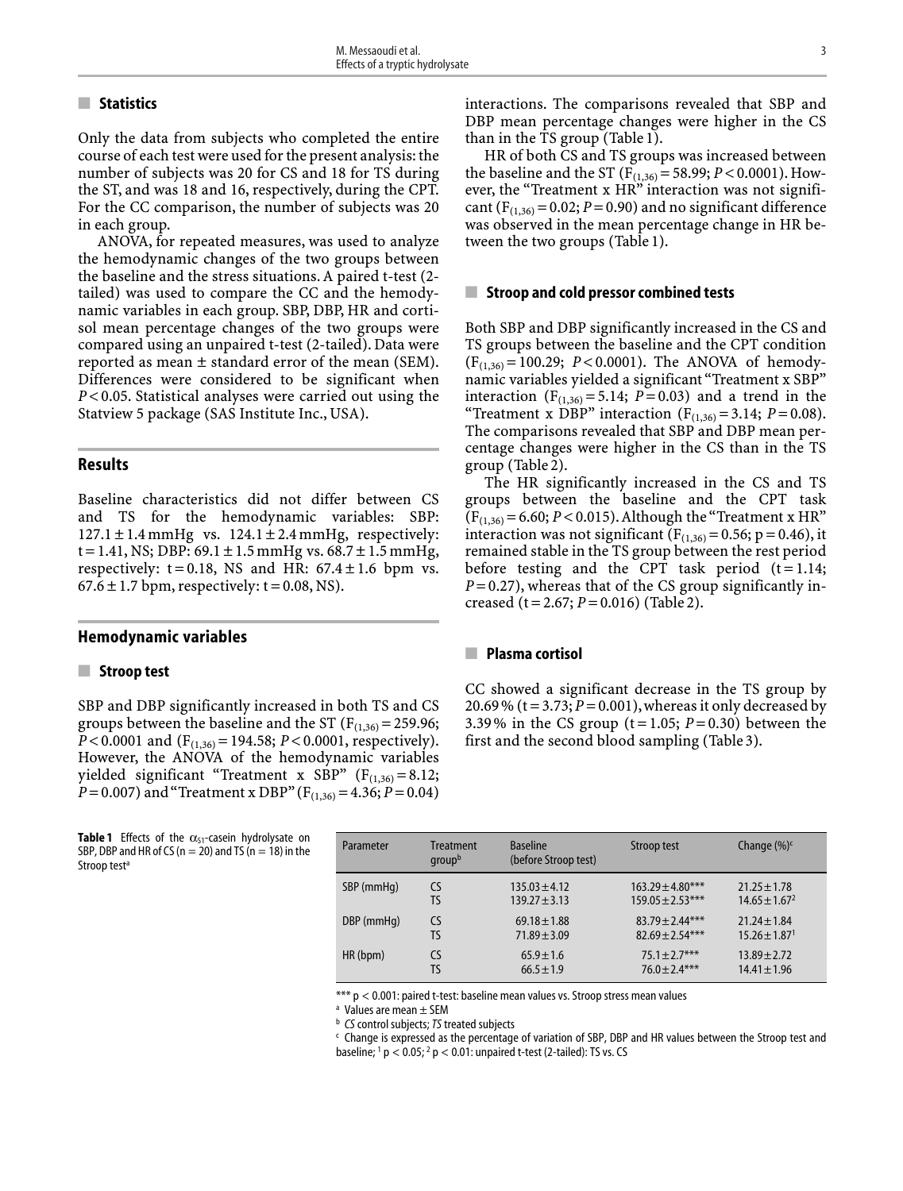## Statistics

Only the data from subjects who completed the entire course of each test were used for the present analysis: the number of subjects was 20 for CS and 18 for TS during the ST, and was 18 and 16, respectively, during the CPT. For the CC comparison, the number of subjects was 20 in each group.

ANOVA, for repeated measures, was used to analyze the hemodynamic changes of the two groups between the baseline and the stress situations. A paired t-test (2-tailed) was used to compare the CC and the hemodynamic variables in each group. SBP, DBP, HR and cortisol mean percentage changes of the two groups were compared using an unpaired t-test (2-tailed). Data were reported as mean ± standard error of the mean (SEM). Differences were considered to be significant when $P < 0.05$. Statistical analyses were carried out using the Statview 5 package (SAS Institute Inc., USA).

# Results

Baseline characteristics did not differ between CS and TS for the hemodynamic variables: SBP: 127.1 ± 1.4 mmHg vs. 124.1 ± 2.4 mmHg, respectively: t = 1.41, NS; DBP: 69.1 ± 1.5 mmHg vs. 68.7 ± 1.5 mmHg, respectively: t = 0.18, NS and HR: 67.4 ± 1.6 bpm vs. 67.6 ± 1.7 bpm, respectively: t = 0.08, NS).

# Hemodynamic variables

## Stroop test

SBP and DBP significantly increased in both TS and CS groups between the baseline and the ST ($F_{(1,36)} = 259.96$; $P < 0.0001$ and ($F_{(1,36)} = 194.58$; $P < 0.0001$, respectively). However, the ANOVA of the hemodynamic variables yielded significant "Treatment x SBP" ($F_{(1,36)} = 8.12$; $P = 0.007$) and "Treatment x DBP" ($F_{(1,36)} = 4.36$; $P = 0.04$) interactions. The comparisons revealed that SBP and DBP mean percentage changes were higher in the CS than in the TS group (Table 1).

HR of both CS and TS groups was increased between the baseline and the ST ($F_{(1,36)} = 58.99$; $P < 0.0001$). However, the "Treatment x HR" interaction was not significant ($F_{(1,36)} = 0.02$; $P = 0.90$) and no significant difference was observed in the mean percentage change in HR between the two groups (Table 1).

## Stroop and cold pressor combined tests

Both SBP and DBP significantly increased in the CS and TS groups between the baseline and the CPT condition ($F_{(1,36)} = 100.29$; $P < 0.0001$). The ANOVA of hemodynamic variables yielded a significant "Treatment x SBP" interaction ($F_{(1,36)} = 5.14$; $P = 0.03$) and a trend in the "Treatment x DBP" interaction ($F_{(1,36)} = 3.14$; $P = 0.08$). The comparisons revealed that SBP and DBP mean percentage changes were higher in the CS than in the TS group (Table 2).

The HR significantly increased in the CS and TS groups between the baseline and the CPT task ($F_{(1,36)} = 6.60$; $P < 0.015$). Although the "Treatment x HR" interaction was not significant ($F_{(1,36)} = 0.56$; p = 0.46), it remained stable in the TS group between the rest period before testing and the CPT task period (t = 1.14; $P = 0.27$), whereas that of the CS group significantly increased (t = 2.67; $P = 0.016$) (Table 2).

## Plasma cortisol

CC showed a significant decrease in the TS group by 20.69 % (t = 3.73; $P = 0.001$), whereas it only decreased by 3.39 % in the CS group (t = 1.05; $P = 0.30$) between the first and the second blood sampling (Table 3).

**Table 1** Effects of the $\alpha_{S1}$-casein hydrolysate on SBP, DBP and HR of CS (n = 20) and TS (n = 18) in the Stroop test[a]

| Parameter | Treatment group[b] | Baseline (before Stroop test) | Stroop test | Change (%)[c] |
|---|---|---|---|---|
| SBP (mmHg) | CS | 135.03 ± 4.12 | 163.29 ± 4.80*** | 21.25 ± 1.78 |
| | TS | 139.27 ± 3.13 | 159.05 ± 2.53*** | 14.65 ± 1.67[2] |
| DBP (mmHg) | CS | 69.18 ± 1.88 | 83.79 ± 2.44*** | 21.24 ± 1.84 |
| | TS | 71.89 ± 3.09 | 82.69 ± 2.54*** | 15.26 ± 1.87[1] |
| HR (bpm) | CS | 65.9 ± 1.6 | 75.1 ± 2.7*** | 13.89 ± 2.72 |
| | TS | 66.5 ± 1.9 | 76.0 ± 2.4*** | 14.41 ± 1.96 |

*** p < 0.001: paired t-test: baseline mean values vs. Stroop stress mean values

[a] Values are mean ± SEM

[b] *CS* control subjects; *TS* treated subjects

[c] Change is expressed as the percentage of variation of SBP, DBP and HR values between the Stroop test and baseline; [1] p < 0.05; [2] p < 0.01: unpaired t-test (2-tailed): TS vs. CS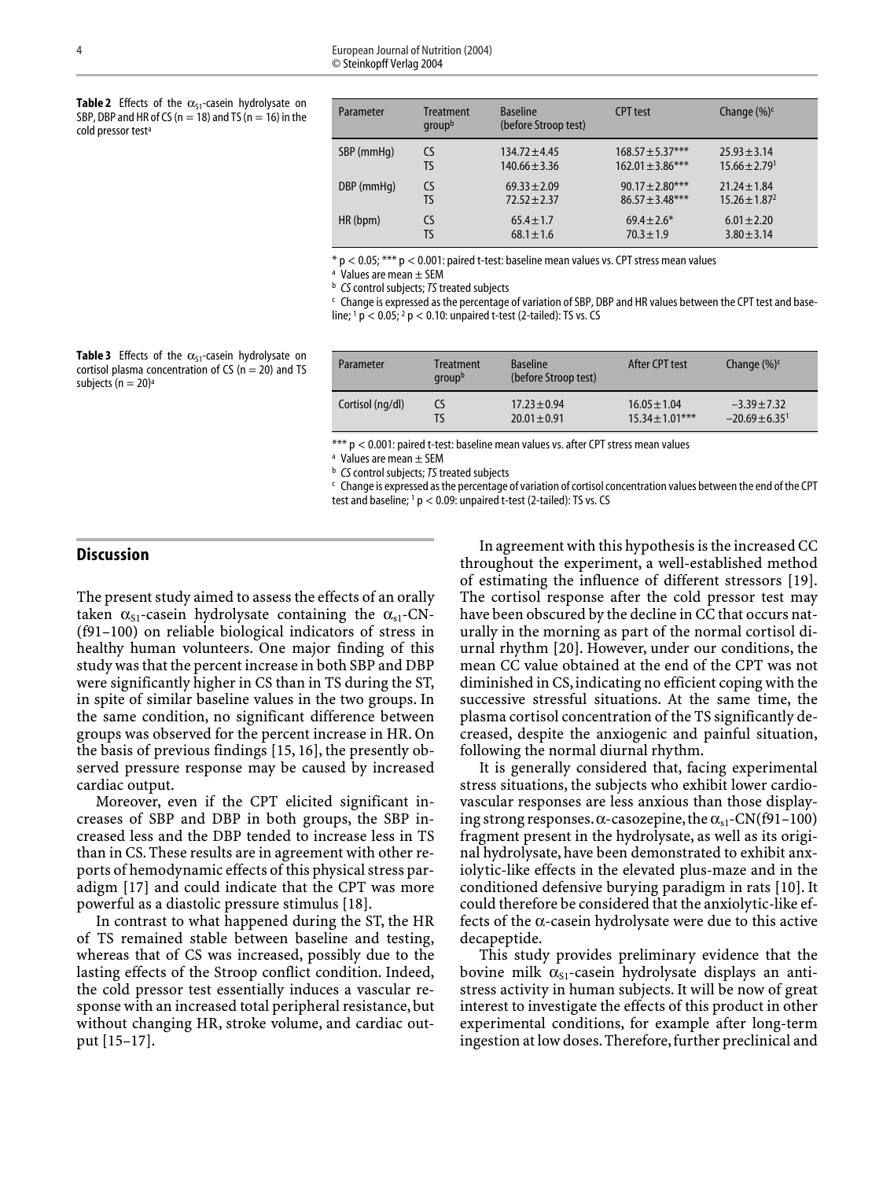**Table 2** Effects of the $\alpha_{S1}$-casein hydrolysate on SBP, DBP and HR of CS (n = 18) and TS (n = 16) in the cold pressor test[a]

| Parameter | Treatment group[b] | Baseline (before Stroop test) | CPT test | Change (%)[c] |
|---|---|---|---|---|
| SBP (mmHg) | CS | 134.72 ± 4.45 | 168.57 ± 5.37*** | 25.93 ± 3.14 |
| | TS | 140.66 ± 3.36 | 162.01 ± 3.86*** | 15.66 ± 2.79[1] |
| DBP (mmHg) | CS | 69.33 ± 2.09 | 90.17 ± 2.80*** | 21.24 ± 1.84 |
| | TS | 72.52 ± 2.37 | 86.57 ± 3.48*** | 15.26 ± 1.87[2] |
| HR (bpm) | CS | 65.4 ± 1.7 | 69.4 ± 2.6* | 6.01 ± 2.20 |
| | TS | 68.1 ± 1.6 | 70.3 ± 1.9 | 3.80 ± 3.14 |

* $p < 0.05$; *** $p < 0.001$: paired t-test: baseline mean values vs. CPT stress mean values

[a] Values are mean ± SEM

[b] *CS* control subjects; *TS* treated subjects

[c] Change is expressed as the percentage of variation of SBP, DBP and HR values between the CPT test and baseline; [1] $p < 0.05$; [2] $p < 0.10$: unpaired t-test (2-tailed): TS vs. CS

**Table 3** Effects of the $\alpha_{S1}$-casein hydrolysate on cortisol plasma concentration of CS (n = 20) and TS subjects (n = 20)[a]

| Parameter | Treatment group[b] | Baseline (before Stroop test) | After CPT test | Change (%)[c] |
|---|---|---|---|---|
| Cortisol (ng/dl) | CS | 17.23 ± 0.94 | 16.05 ± 1.04 | −3.39 ± 7.32 |
| | TS | 20.01 ± 0.91 | 15.34 ± 1.01*** | −20.69 ± 6.35[1] |

*** $p < 0.001$: paired t-test: baseline mean values vs. after CPT stress mean values

[a] Values are mean ± SEM

[b] *CS* control subjects; *TS* treated subjects

[c] Change is expressed as the percentage of variation of cortisol concentration values between the end of the CPT test and baseline; [1] $p < 0.09$: unpaired t-test (2-tailed): TS vs. CS

## Discussion

The present study aimed to assess the effects of an orally taken $\alpha_{S1}$-casein hydrolysate containing the $\alpha_{s1}$-CN-(f91–100) on reliable biological indicators of stress in healthy human volunteers. One major finding of this study was that the percent increase in both SBP and DBP were significantly higher in CS than in TS during the ST, in spite of similar baseline values in the two groups. In the same condition, no significant difference between groups was observed for the percent increase in HR. On the basis of previous findings [15, 16], the presently observed pressure response may be caused by increased cardiac output.

Moreover, even if the CPT elicited significant increases of SBP and DBP in both groups, the SBP increased less and the DBP tended to increase less in TS than in CS. These results are in agreement with other reports of hemodynamic effects of this physical stress paradigm [17] and could indicate that the CPT was more powerful as a diastolic pressure stimulus [18].

In contrast to what happened during the ST, the HR of TS remained stable between baseline and testing, whereas that of CS was increased, possibly due to the lasting effects of the Stroop conflict condition. Indeed, the cold pressor test essentially induces a vascular response with an increased total peripheral resistance, but without changing HR, stroke volume, and cardiac output [15–17].

In agreement with this hypothesis is the increased CC throughout the experiment, a well-established method of estimating the influence of different stressors [19]. The cortisol response after the cold pressor test may have been obscured by the decline in CC that occurs naturally in the morning as part of the normal cortisol diurnal rhythm [20]. However, under our conditions, the mean CC value obtained at the end of the CPT was not diminished in CS, indicating no efficient coping with the successive stressful situations. At the same time, the plasma cortisol concentration of the TS significantly decreased, despite the anxiogenic and painful situation, following the normal diurnal rhythm.

It is generally considered that, facing experimental stress situations, the subjects who exhibit lower cardiovascular responses are less anxious than those displaying strong responses. $\alpha$-casozepine, the $\alpha_{s1}$-CN(f91–100) fragment present in the hydrolysate, as well as its original hydrolysate, have been demonstrated to exhibit anxiolytic-like effects in the elevated plus-maze and in the conditioned defensive burying paradigm in rats [10]. It could therefore be considered that the anxiolytic-like effects of the $\alpha$-casein hydrolysate were due to this active decapeptide.

This study provides preliminary evidence that the bovine milk $\alpha_{S1}$-casein hydrolysate displays an antistress activity in human subjects. It will be now of great interest to investigate the effects of this product in other experimental conditions, for example after long-term ingestion at low doses. Therefore, further preclinical and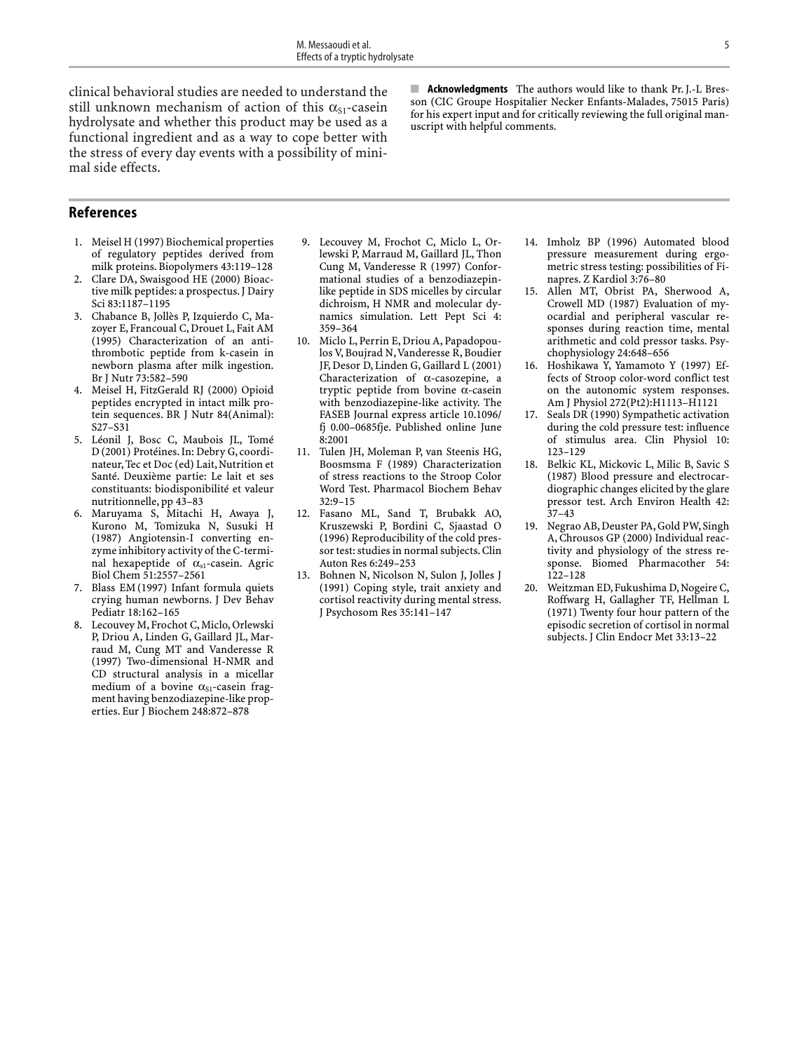clinical behavioral studies are needed to understand the still unknown mechanism of action of this $\alpha_{S1}$-casein hydrolysate and whether this product may be used as a functional ingredient and as a way to cope better with the stress of every day events with a possibility of minimal side effects.

**Acknowledgments** The authors would like to thank Pr. J.-L Bresson (CIC Groupe Hospitalier Necker Enfants-Malades, 75015 Paris) for his expert input and for critically reviewing the full original manuscript with helpful comments.

## References

1. Meisel H (1997) Biochemical properties of regulatory peptides derived from milk proteins. Biopolymers 43:119–128
2. Clare DA, Swaisgood HE (2000) Bioactive milk peptides: a prospectus. J Dairy Sci 83:1187–1195
3. Chabance B, Jollès P, Izquierdo C, Mazoyer E, Francoual C, Drouet L, Fait AM (1995) Characterization of an antithrombotic peptide from k-casein in newborn plasma after milk ingestion. Br J Nutr 73:582–590
4. Meisel H, FitzGerald RJ (2000) Opioid peptides encrypted in intact milk protein sequences. BR J Nutr 84(Animal): S27–S31
5. Léonil J, Bosc C, Maubois JL, Tomé D (2001) Protéines. In: Debry G, coordinateur, Tec et Doc (ed) Lait, Nutrition et Santé. Deuxième partie: Le lait et ses constituants: biodisponibilité et valeur nutritionnelle, pp 43–83
6. Maruyama S, Mitachi H, Awaya J, Kurono M, Tomizuka N, Susuki H (1987) Angiotensin-I converting enzyme inhibitory activity of the C-terminal hexapeptide of $\alpha_{s1}$-casein. Agric Biol Chem 51:2557–2561
7. Blass EM (1997) Infant formula quiets crying human newborns. J Dev Behav Pediatr 18:162–165
8. Lecouvey M, Frochot C, Miclo, Orlewski P, Driou A, Linden G, Gaillard JL, Marraud M, Cung MT and Vanderesse R (1997) Two-dimensional H-NMR and CD structural analysis in a micellar medium of a bovine $\alpha_{S1}$-casein fragment having benzodiazepine-like properties. Eur J Biochem 248:872–878
9. Lecouvey M, Frochot C, Miclo L, Orlewski P, Marraud M, Gaillard JL, Thon Cung M, Vanderesse R (1997) Conformational studies of a benzodiazepin-like peptide in SDS micelles by circular dichroism, H NMR and molecular dynamics simulation. Lett Pept Sci 4: 359–364
10. Miclo L, Perrin E, Driou A, Papadopoulos V, Boujrad N, Vanderesse R, Boudier JF, Desor D, Linden G, Gaillard L (2001) Characterization of α-casozepine, a tryptic peptide from bovine α-casein with benzodiazepine-like activity. The FASEB Journal express article 10.1096/fj 0.00–0685fje. Published online June 8:2001
11. Tulen JH, Moleman P, van Steenis HG, Boosmsma F (1989) Characterization of stress reactions to the Stroop Color Word Test. Pharmacol Biochem Behav 32:9–15
12. Fasano ML, Sand T, Brubakk AO, Kruszewski P, Bordini C, Sjaastad O (1996) Reproducibility of the cold pressor test: studies in normal subjects. Clin Auton Res 6:249–253
13. Bohnen N, Nicolson N, Sulon J, Jolles J (1991) Coping style, trait anxiety and cortisol reactivity during mental stress. J Psychosom Res 35:141–147
14. Imholz BP (1996) Automated blood pressure measurement during ergometric stress testing: possibilities of Finapres. Z Kardiol 3:76–80
15. Allen MT, Obrist PA, Sherwood A, Crowell MD (1987) Evaluation of myocardial and peripheral vascular responses during reaction time, mental arithmetic and cold pressor tasks. Psychophysiology 24:648–656
16. Hoshikawa Y, Yamamoto Y (1997) Effects of Stroop color-word conflict test on the autonomic system responses. Am J Physiol 272(Pt2):H1113–H1121
17. Seals DR (1990) Sympathetic activation during the cold pressure test: influence of stimulus area. Clin Physiol 10: 123–129
18. Belkic KL, Mickovic L, Milic B, Savic S (1987) Blood pressure and electrocardiographic changes elicited by the glare pressor test. Arch Environ Health 42: 37–43
19. Negrao AB, Deuster PA, Gold PW, Singh A, Chrousos GP (2000) Individual reactivity and physiology of the stress response. Biomed Pharmacother 54: 122–128
20. Weitzman ED, Fukushima D, Nogeire C, Roffwarg H, Gallagher TF, Hellman L (1971) Twenty four hour pattern of the episodic secretion of cortisol in normal subjects. J Clin Endocr Met 33:13–22